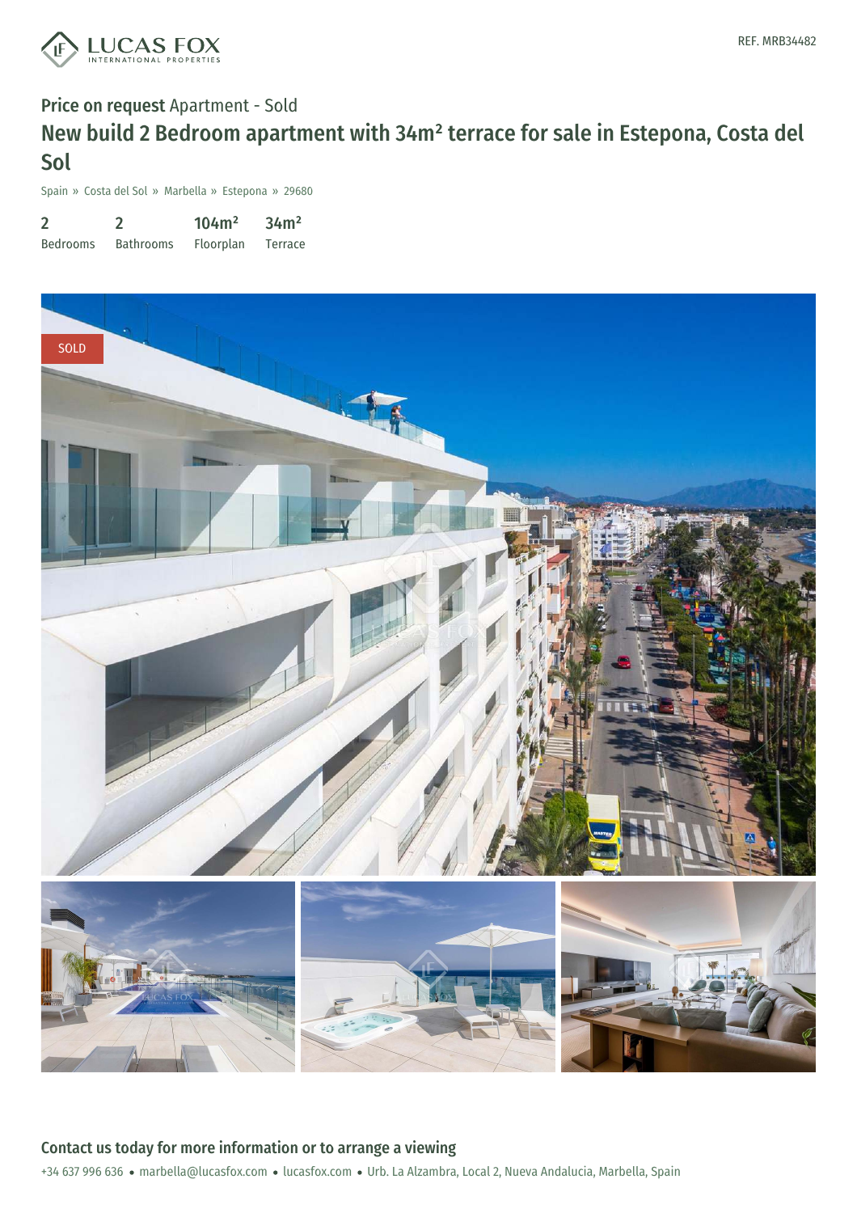REF. MRB34482

**Price on request** Apartment - Sold

# New build 2 Bedroom apartment with 34m² terrace for sale in Estepona, Costa del Sol

Spain » Costa del Sol » Marbella » Estepona » 29680

| 2 | 2 | 104m² | 34m² |
|---|---|---|---|
| Bedrooms | Bathrooms | Floorplan | Terrace |

SOLD

## Contact us today for more information or to arrange a viewing

+34 637 996 636 • marbella@lucasfox.com • lucasfox.com • Urb. La Alzambra, Local 2, Nueva Andalucia, Marbella, Spain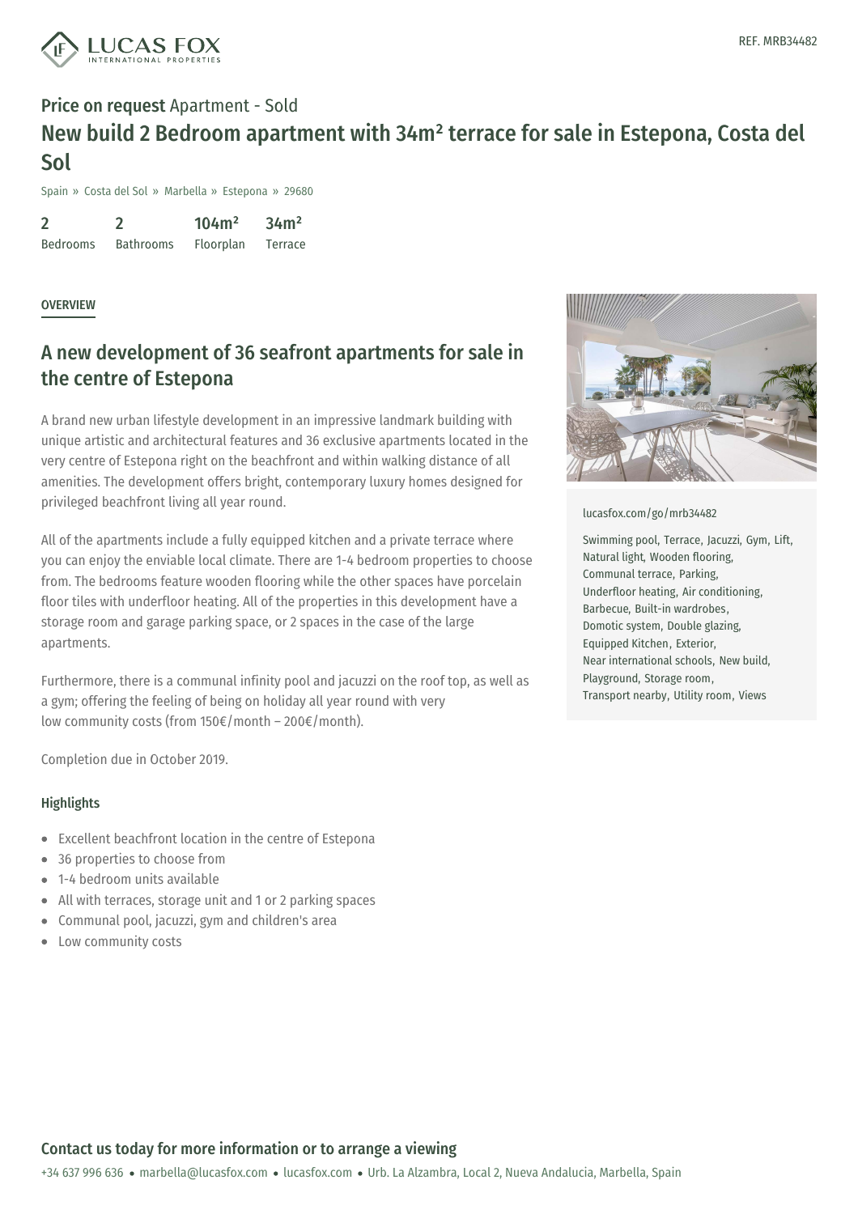REF. MRB34482

**Price on request** Apartment - Sold

# New build 2 Bedroom apartment with 34m² terrace for sale in Estepona, Costa del Sol

Spain » Costa del Sol » Marbella » Estepona » 29680

| 2 | 2 | 104m² | 34m² |
|---|---|---|---|
| Bedrooms | Bathrooms | Floorplan | Terrace |

## OVERVIEW

## A new development of 36 seafront apartments for sale in the centre of Estepona

A brand new urban lifestyle development in an impressive landmark building with unique artistic and architectural features and 36 exclusive apartments located in the very centre of Estepona right on the beachfront and within walking distance of all amenities. The development offers bright, contemporary luxury homes designed for privileged beachfront living all year round.

All of the apartments include a fully equipped kitchen and a private terrace where you can enjoy the enviable local climate. There are 1-4 bedroom properties to choose from. The bedrooms feature wooden flooring while the other spaces have porcelain floor tiles with underfloor heating. All of the properties in this development have a storage room and garage parking space, or 2 spaces in the case of the large apartments.

Furthermore, there is a communal infinity pool and jacuzzi on the roof top, as well as a gym; offering the feeling of being on holiday all year round with very low community costs (from 150€/month – 200€/month).

Completion due in October 2019.

### Highlights

- Excellent beachfront location in the centre of Estepona
- 36 properties to choose from
- 1-4 bedroom units available
- All with terraces, storage unit and 1 or 2 parking spaces
- Communal pool, jacuzzi, gym and children's area
- Low community costs

lucasfox.com/go/mrb34482

Swimming pool, Terrace, Jacuzzi, Gym, Lift, Natural light, Wooden flooring, Communal terrace, Parking, Underfloor heating, Air conditioning, Barbecue, Built-in wardrobes, Domotic system, Double glazing, Equipped Kitchen, Exterior, Near international schools, New build, Playground, Storage room, Transport nearby, Utility room, Views

**Contact us today for more information or to arrange a viewing**

+34 637 996 636 • marbella@lucasfox.com • lucasfox.com • Urb. La Alzambra, Local 2, Nueva Andalucia, Marbella, Spain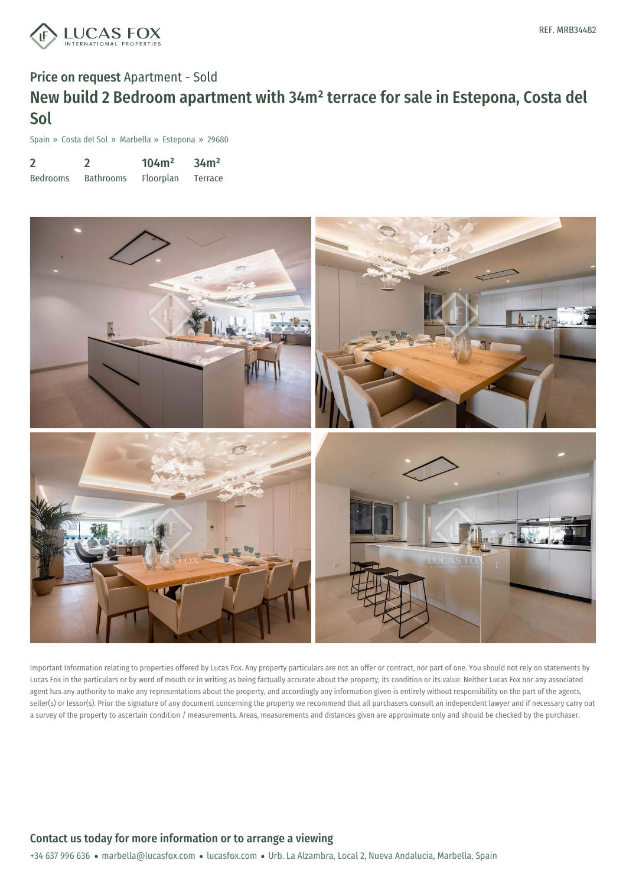REF. MRB34482

**Price on request** Apartment - Sold

# New build 2 Bedroom apartment with 34m² terrace for sale in Estepona, Costa del Sol

Spain » Costa del Sol » Marbella » Estepona » 29680

| 2 | 2 | 104m² | 34m² |
|---|---|---|---|
| Bedrooms | Bathrooms | Floorplan | Terrace |

Important Information relating to properties offered by Lucas Fox. Any property particulars are not an offer or contract, nor part of one. You should not rely on statements by Lucas Fox in the particulars or by word of mouth or in writing as being factually accurate about the property, its condition or its value. Neither Lucas Fox nor any associated agent has any authority to make any representations about the property, and accordingly any information given is entirely without responsibility on the part of the agents, seller(s) or lessor(s). Prior the signature of any document concerning the property we recommend that all purchasers consult an independent lawyer and if necessary carry out a survey of the property to ascertain condition / measurements. Areas, measurements and distances given are approximate only and should be checked by the purchaser.

## Contact us today for more information or to arrange a viewing

+34 637 996 636 • marbella@lucasfox.com • lucasfox.com • Urb. La Alzambra, Local 2, Nueva Andalucia, Marbella, Spain